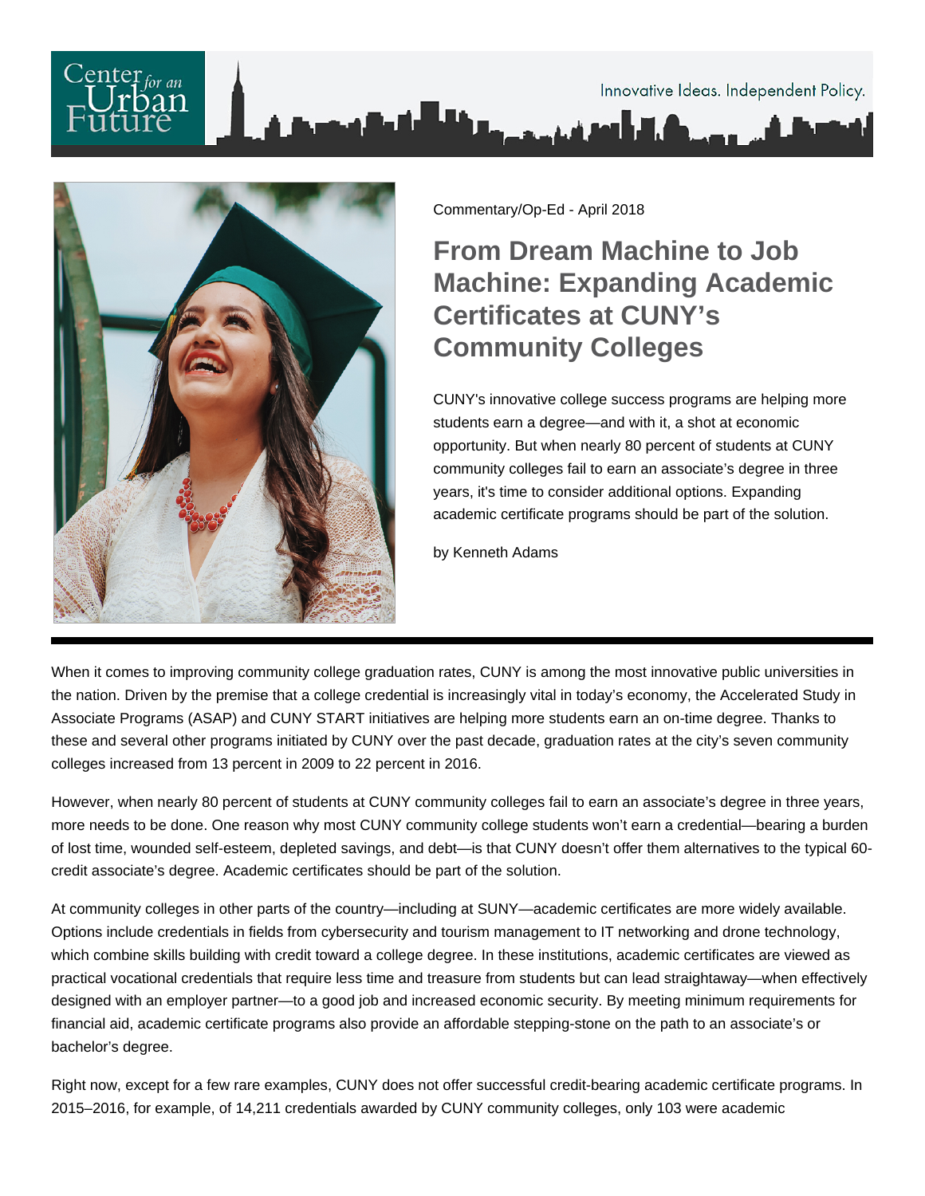Commentary/Op-Ed - April 2018

# From Dream Machine to Job Machine: Expanding Academic Certificates at CUNY's Community Colleges

CUNY's innovative college success programs are helping more students earn a degree—and with it, a shot at economic opportunity. But when nearly 80 percent of students at CUNY community colleges fail to earn an associate's degree in three years, it's time to consider additional options. Expanding academic certificate programs should be part of the solution.

by Kenneth Adams

---

When it comes to improving community college graduation rates, CUNY is among the most innovative public universities in the nation. Driven by the premise that a college credential is increasingly vital in today's economy, the Accelerated Study in Associate Programs (ASAP) and CUNY START initiatives are helping more students earn an on-time degree. Thanks to these and several other programs initiated by CUNY over the past decade, graduation rates at the city's seven community colleges increased from 13 percent in 2009 to 22 percent in 2016.

However, when nearly 80 percent of students at CUNY community colleges fail to earn an associate's degree in three years, more needs to be done. One reason why most CUNY community college students won't earn a credential—bearing a burden of lost time, wounded self-esteem, depleted savings, and debt—is that CUNY doesn't offer them alternatives to the typical 60-credit associate's degree. Academic certificates should be part of the solution.

At community colleges in other parts of the country—including at SUNY—academic certificates are more widely available. Options include credentials in fields from cybersecurity and tourism management to IT networking and drone technology, which combine skills building with credit toward a college degree. In these institutions, academic certificates are viewed as practical vocational credentials that require less time and treasure from students but can lead straightaway—when effectively designed with an employer partner—to a good job and increased economic security. By meeting minimum requirements for financial aid, academic certificate programs also provide an affordable stepping-stone on the path to an associate's or bachelor's degree.

Right now, except for a few rare examples, CUNY does not offer successful credit-bearing academic certificate programs. In 2015–2016, for example, of 14,211 credentials awarded by CUNY community colleges, only 103 were academic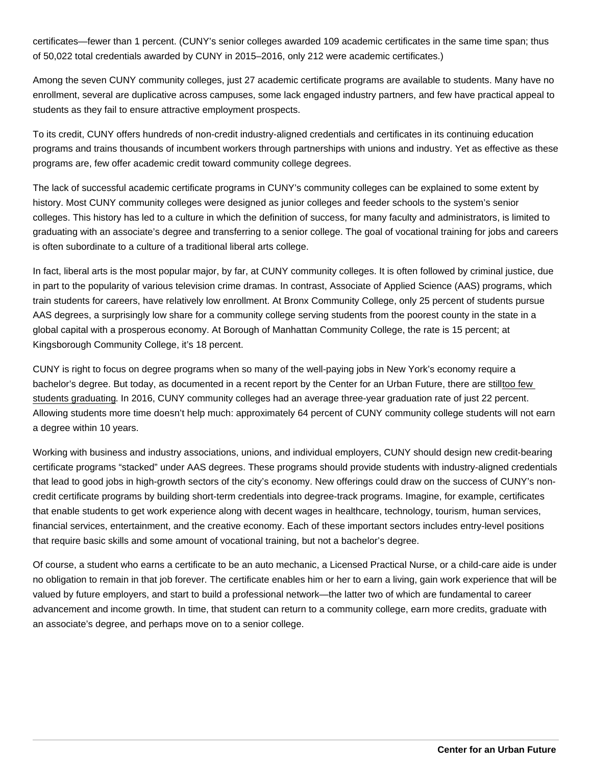certificates—fewer than 1 percent. (CUNY's senior colleges awarded 109 academic certificates in the same time span; thus of 50,022 total credentials awarded by CUNY in 2015–2016, only 212 were academic certificates.)

Among the seven CUNY community colleges, just 27 academic certificate programs are available to students. Many have no enrollment, several are duplicative across campuses, some lack engaged industry partners, and few have practical appeal to students as they fail to ensure attractive employment prospects.

To its credit, CUNY offers hundreds of non-credit industry-aligned credentials and certificates in its continuing education programs and trains thousands of incumbent workers through partnerships with unions and industry. Yet as effective as these programs are, few offer academic credit toward community college degrees.

The lack of successful academic certificate programs in CUNY's community colleges can be explained to some extent by history. Most CUNY community colleges were designed as junior colleges and feeder schools to the system's senior colleges. This history has led to a culture in which the definition of success, for many faculty and administrators, is limited to graduating with an associate's degree and transferring to a senior college. The goal of vocational training for jobs and careers is often subordinate to a culture of a traditional liberal arts college.

In fact, liberal arts is the most popular major, by far, at CUNY community colleges. It is often followed by criminal justice, due in part to the popularity of various television crime dramas. In contrast, Associate of Applied Science (AAS) programs, which train students for careers, have relatively low enrollment. At Bronx Community College, only 25 percent of students pursue AAS degrees, a surprisingly low share for a community college serving students from the poorest county in the state in a global capital with a prosperous economy. At Borough of Manhattan Community College, the rate is 15 percent; at Kingsborough Community College, it's 18 percent.

CUNY is right to focus on degree programs when so many of the well-paying jobs in New York's economy require a bachelor's degree. But today, as documented in a recent report by the Center for an Urban Future, there are still too few students graduating. In 2016, CUNY community colleges had an average three-year graduation rate of just 22 percent. Allowing students more time doesn't help much: approximately 64 percent of CUNY community college students will not earn a degree within 10 years.

Working with business and industry associations, unions, and individual employers, CUNY should design new credit-bearing certificate programs "stacked" under AAS degrees. These programs should provide students with industry-aligned credentials that lead to good jobs in high-growth sectors of the city's economy. New offerings could draw on the success of CUNY's non-credit certificate programs by building short-term credentials into degree-track programs. Imagine, for example, certificates that enable students to get work experience along with decent wages in healthcare, technology, tourism, human services, financial services, entertainment, and the creative economy. Each of these important sectors includes entry-level positions that require basic skills and some amount of vocational training, but not a bachelor's degree.

Of course, a student who earns a certificate to be an auto mechanic, a Licensed Practical Nurse, or a child-care aide is under no obligation to remain in that job forever. The certificate enables him or her to earn a living, gain work experience that will be valued by future employers, and start to build a professional network—the latter two of which are fundamental to career advancement and income growth. In time, that student can return to a community college, earn more credits, graduate with an associate's degree, and perhaps move on to a senior college.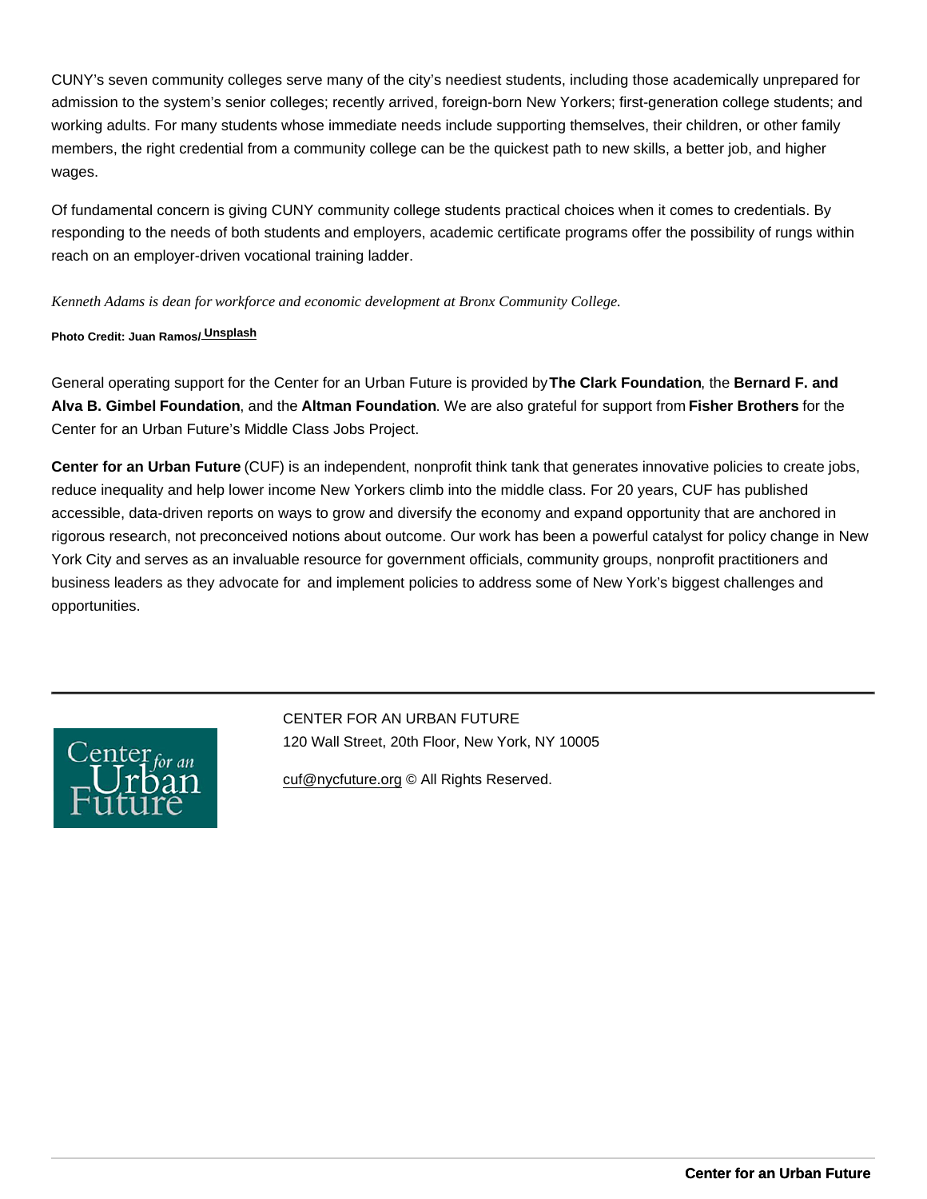CUNY's seven community colleges serve many of the city's neediest students, including those academically unprepared for admission to the system's senior colleges; recently arrived, foreign-born New Yorkers; first-generation college students; and working adults. For many students whose immediate needs include supporting themselves, their children, or other family members, the right credential from a community college can be the quickest path to new skills, a better job, and higher wages.

Of fundamental concern is giving CUNY community college students practical choices when it comes to credentials. By responding to the needs of both students and employers, academic certificate programs offer the possibility of rungs within reach on an employer-driven vocational training ladder.

*Kenneth Adams is dean for workforce and economic development at Bronx Community College.*

**Photo Credit: Juan Ramos/ Unsplash**

General operating support for the Center for an Urban Future is provided by **The Clark Foundation**, the **Bernard F. and Alva B. Gimbel Foundation**, and the **Altman Foundation**. We are also grateful for support from **Fisher Brothers** for the Center for an Urban Future's Middle Class Jobs Project.

**Center for an Urban Future** (CUF) is an independent, nonprofit think tank that generates innovative policies to create jobs, reduce inequality and help lower income New Yorkers climb into the middle class. For 20 years, CUF has published accessible, data-driven reports on ways to grow and diversify the economy and expand opportunity that are anchored in rigorous research, not preconceived notions about outcome. Our work has been a powerful catalyst for policy change in New York City and serves as an invaluable resource for government officials, community groups, nonprofit practitioners and business leaders as they advocate for and implement policies to address some of New York's biggest challenges and opportunities.

---

Center for an Urban Future

CENTER FOR AN URBAN FUTURE
120 Wall Street, 20th Floor, New York, NY 10005

cuf@nycfuture.org © All Rights Reserved.